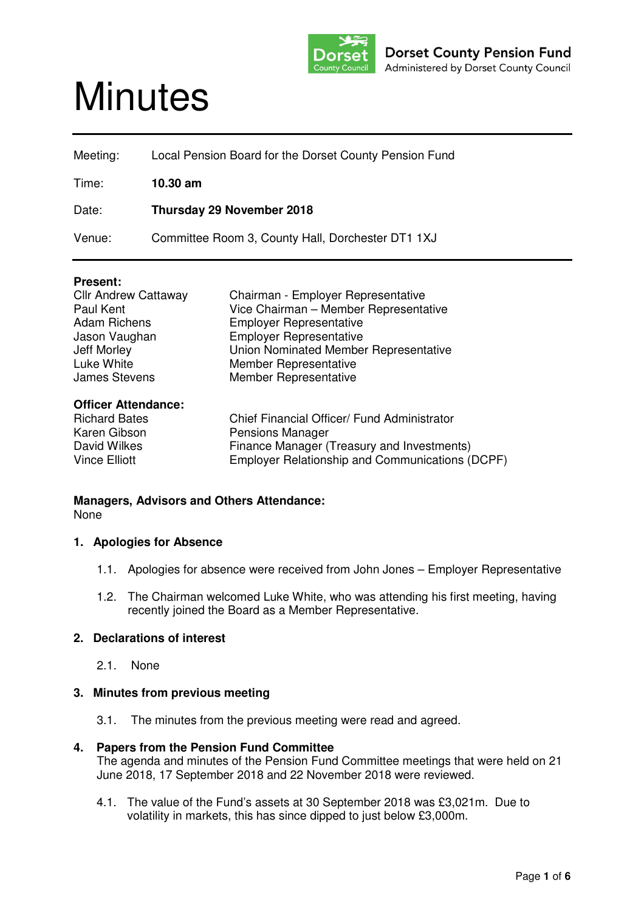Dorset County Pension Fund
Administered by Dorset County Council

# Minutes

| | |
|---|---|
| Meeting: | Local Pension Board for the Dorset County Pension Fund |
| Time: | **10.30 am** |
| Date: | **Thursday 29 November 2018** |
| Venue: | Committee Room 3, County Hall, Dorchester DT1 1XJ |

**Present:**

| | |
|---|---|
| Cllr Andrew Cattaway | Chairman - Employer Representative |
| Paul Kent | Vice Chairman – Member Representative |
| Adam Richens | Employer Representative |
| Jason Vaughan | Employer Representative |
| Jeff Morley | Union Nominated Member Representative |
| Luke White | Member Representative |
| James Stevens | Member Representative |

**Officer Attendance:**

| | |
|---|---|
| Richard Bates | Chief Financial Officer/ Fund Administrator |
| Karen Gibson | Pensions Manager |
| David Wilkes | Finance Manager (Treasury and Investments) |
| Vince Elliott | Employer Relationship and Communications (DCPF) |

**Managers, Advisors and Others Attendance:**
None

### 1. Apologies for Absence

1.1. Apologies for absence were received from John Jones – Employer Representative

1.2. The Chairman welcomed Luke White, who was attending his first meeting, having recently joined the Board as a Member Representative.

### 2. Declarations of interest

2.1. None

### 3. Minutes from previous meeting

3.1. The minutes from the previous meeting were read and agreed.

### 4. Papers from the Pension Fund Committee

The agenda and minutes of the Pension Fund Committee meetings that were held on 21 June 2018, 17 September 2018 and 22 November 2018 were reviewed.

4.1. The value of the Fund's assets at 30 September 2018 was £3,021m. Due to volatility in markets, this has since dipped to just below £3,000m.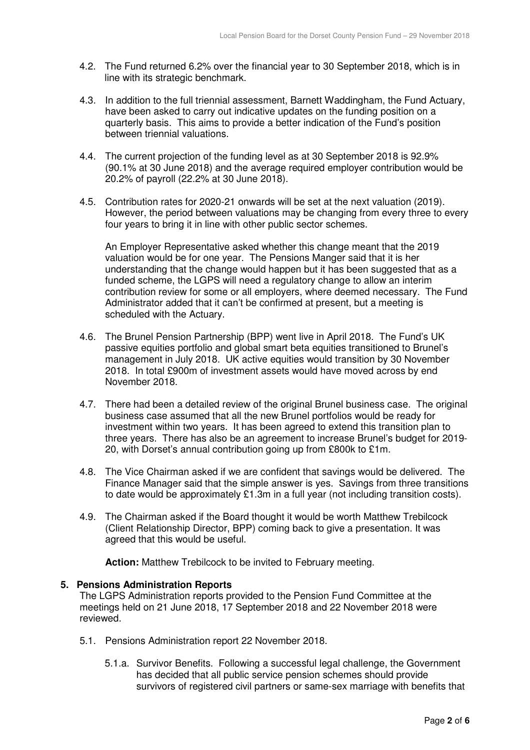4.2. The Fund returned 6.2% over the financial year to 30 September 2018, which is in line with its strategic benchmark.

4.3. In addition to the full triennial assessment, Barnett Waddingham, the Fund Actuary, have been asked to carry out indicative updates on the funding position on a quarterly basis. This aims to provide a better indication of the Fund's position between triennial valuations.

4.4. The current projection of the funding level as at 30 September 2018 is 92.9% (90.1% at 30 June 2018) and the average required employer contribution would be 20.2% of payroll (22.2% at 30 June 2018).

4.5. Contribution rates for 2020-21 onwards will be set at the next valuation (2019). However, the period between valuations may be changing from every three to every four years to bring it in line with other public sector schemes.

An Employer Representative asked whether this change meant that the 2019 valuation would be for one year. The Pensions Manger said that it is her understanding that the change would happen but it has been suggested that as a funded scheme, the LGPS will need a regulatory change to allow an interim contribution review for some or all employers, where deemed necessary. The Fund Administrator added that it can't be confirmed at present, but a meeting is scheduled with the Actuary.

4.6. The Brunel Pension Partnership (BPP) went live in April 2018. The Fund's UK passive equities portfolio and global smart beta equities transitioned to Brunel's management in July 2018. UK active equities would transition by 30 November 2018. In total £900m of investment assets would have moved across by end November 2018.

4.7. There had been a detailed review of the original Brunel business case. The original business case assumed that all the new Brunel portfolios would be ready for investment within two years. It has been agreed to extend this transition plan to three years. There has also be an agreement to increase Brunel's budget for 2019-20, with Dorset's annual contribution going up from £800k to £1m.

4.8. The Vice Chairman asked if we are confident that savings would be delivered. The Finance Manager said that the simple answer is yes. Savings from three transitions to date would be approximately £1.3m in a full year (not including transition costs).

4.9. The Chairman asked if the Board thought it would be worth Matthew Trebilcock (Client Relationship Director, BPP) coming back to give a presentation. It was agreed that this would be useful.

**Action:** Matthew Trebilcock to be invited to February meeting.

## 5. Pensions Administration Reports

The LGPS Administration reports provided to the Pension Fund Committee at the meetings held on 21 June 2018, 17 September 2018 and 22 November 2018 were reviewed.

5.1. Pensions Administration report 22 November 2018.

5.1.a. Survivor Benefits. Following a successful legal challenge, the Government has decided that all public service pension schemes should provide survivors of registered civil partners or same-sex marriage with benefits that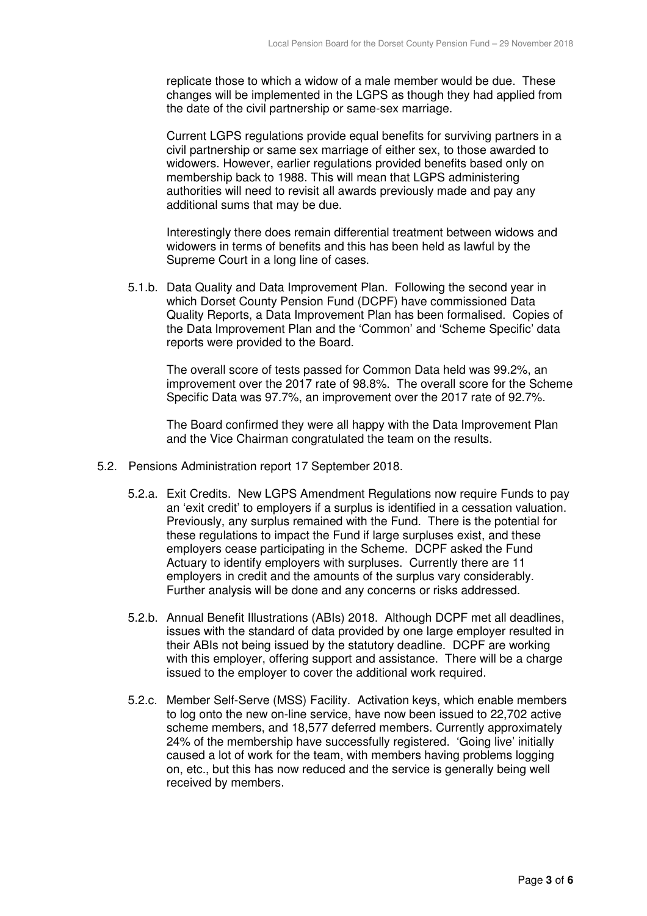replicate those to which a widow of a male member would be due. These changes will be implemented in the LGPS as though they had applied from the date of the civil partnership or same-sex marriage.

Current LGPS regulations provide equal benefits for surviving partners in a civil partnership or same sex marriage of either sex, to those awarded to widowers. However, earlier regulations provided benefits based only on membership back to 1988. This will mean that LGPS administering authorities will need to revisit all awards previously made and pay any additional sums that may be due.

Interestingly there does remain differential treatment between widows and widowers in terms of benefits and this has been held as lawful by the Supreme Court in a long line of cases.

5.1.b. Data Quality and Data Improvement Plan. Following the second year in which Dorset County Pension Fund (DCPF) have commissioned Data Quality Reports, a Data Improvement Plan has been formalised. Copies of the Data Improvement Plan and the 'Common' and 'Scheme Specific' data reports were provided to the Board.

The overall score of tests passed for Common Data held was 99.2%, an improvement over the 2017 rate of 98.8%. The overall score for the Scheme Specific Data was 97.7%, an improvement over the 2017 rate of 92.7%.

The Board confirmed they were all happy with the Data Improvement Plan and the Vice Chairman congratulated the team on the results.

5.2. Pensions Administration report 17 September 2018.

5.2.a. Exit Credits. New LGPS Amendment Regulations now require Funds to pay an 'exit credit' to employers if a surplus is identified in a cessation valuation. Previously, any surplus remained with the Fund. There is the potential for these regulations to impact the Fund if large surpluses exist, and these employers cease participating in the Scheme. DCPF asked the Fund Actuary to identify employers with surpluses. Currently there are 11 employers in credit and the amounts of the surplus vary considerably. Further analysis will be done and any concerns or risks addressed.

5.2.b. Annual Benefit Illustrations (ABIs) 2018. Although DCPF met all deadlines, issues with the standard of data provided by one large employer resulted in their ABIs not being issued by the statutory deadline. DCPF are working with this employer, offering support and assistance. There will be a charge issued to the employer to cover the additional work required.

5.2.c. Member Self-Serve (MSS) Facility. Activation keys, which enable members to log onto the new on-line service, have now been issued to 22,702 active scheme members, and 18,577 deferred members. Currently approximately 24% of the membership have successfully registered. 'Going live' initially caused a lot of work for the team, with members having problems logging on, etc., but this has now reduced and the service is generally being well received by members.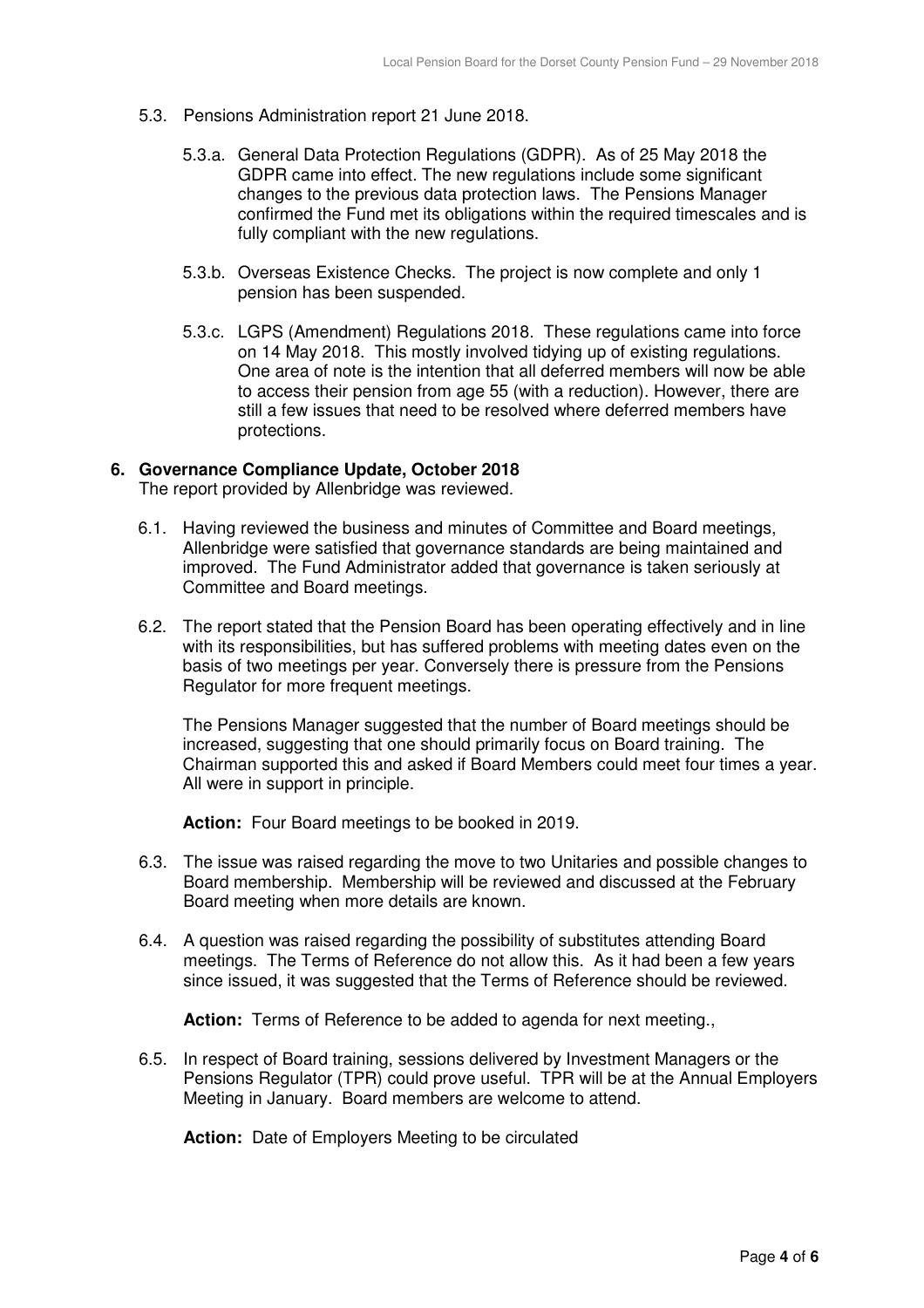5.3. Pensions Administration report 21 June 2018.

5.3.a. General Data Protection Regulations (GDPR). As of 25 May 2018 the GDPR came into effect. The new regulations include some significant changes to the previous data protection laws. The Pensions Manager confirmed the Fund met its obligations within the required timescales and is fully compliant with the new regulations.

5.3.b. Overseas Existence Checks. The project is now complete and only 1 pension has been suspended.

5.3.c. LGPS (Amendment) Regulations 2018. These regulations came into force on 14 May 2018. This mostly involved tidying up of existing regulations. One area of note is the intention that all deferred members will now be able to access their pension from age 55 (with a reduction). However, there are still a few issues that need to be resolved where deferred members have protections.

**6. Governance Compliance Update, October 2018**

The report provided by Allenbridge was reviewed.

6.1. Having reviewed the business and minutes of Committee and Board meetings, Allenbridge were satisfied that governance standards are being maintained and improved. The Fund Administrator added that governance is taken seriously at Committee and Board meetings.

6.2. The report stated that the Pension Board has been operating effectively and in line with its responsibilities, but has suffered problems with meeting dates even on the basis of two meetings per year. Conversely there is pressure from the Pensions Regulator for more frequent meetings.

The Pensions Manager suggested that the number of Board meetings should be increased, suggesting that one should primarily focus on Board training. The Chairman supported this and asked if Board Members could meet four times a year. All were in support in principle.

**Action:** Four Board meetings to be booked in 2019.

6.3. The issue was raised regarding the move to two Unitaries and possible changes to Board membership. Membership will be reviewed and discussed at the February Board meeting when more details are known.

6.4. A question was raised regarding the possibility of substitutes attending Board meetings. The Terms of Reference do not allow this. As it had been a few years since issued, it was suggested that the Terms of Reference should be reviewed.

**Action:** Terms of Reference to be added to agenda for next meeting.,

6.5. In respect of Board training, sessions delivered by Investment Managers or the Pensions Regulator (TPR) could prove useful. TPR will be at the Annual Employers Meeting in January. Board members are welcome to attend.

**Action:** Date of Employers Meeting to be circulated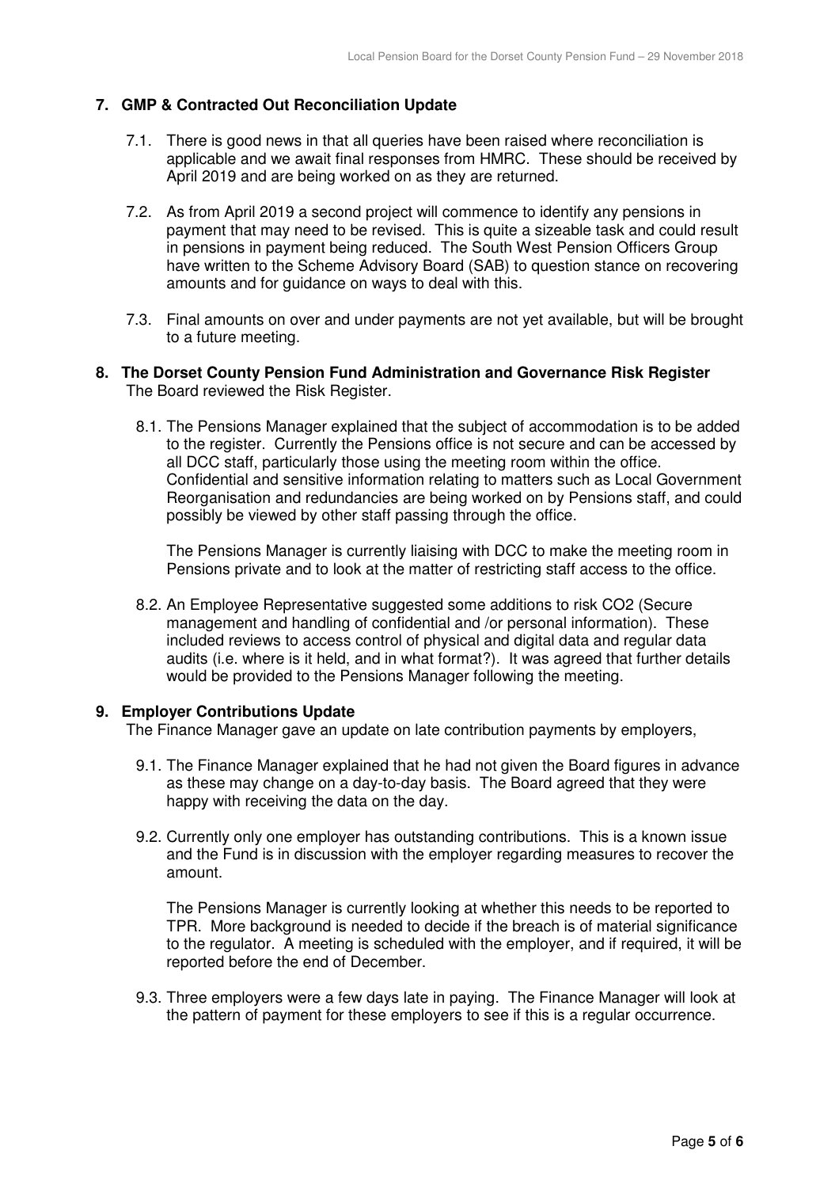## 7. GMP & Contracted Out Reconciliation Update

7.1. There is good news in that all queries have been raised where reconciliation is applicable and we await final responses from HMRC. These should be received by April 2019 and are being worked on as they are returned.

7.2. As from April 2019 a second project will commence to identify any pensions in payment that may need to be revised. This is quite a sizeable task and could result in pensions in payment being reduced. The South West Pension Officers Group have written to the Scheme Advisory Board (SAB) to question stance on recovering amounts and for guidance on ways to deal with this.

7.3. Final amounts on over and under payments are not yet available, but will be brought to a future meeting.

## 8. The Dorset County Pension Fund Administration and Governance Risk Register

The Board reviewed the Risk Register.

8.1. The Pensions Manager explained that the subject of accommodation is to be added to the register. Currently the Pensions office is not secure and can be accessed by all DCC staff, particularly those using the meeting room within the office. Confidential and sensitive information relating to matters such as Local Government Reorganisation and redundancies are being worked on by Pensions staff, and could possibly be viewed by other staff passing through the office.

The Pensions Manager is currently liaising with DCC to make the meeting room in Pensions private and to look at the matter of restricting staff access to the office.

8.2. An Employee Representative suggested some additions to risk CO2 (Secure management and handling of confidential and /or personal information). These included reviews to access control of physical and digital data and regular data audits (i.e. where is it held, and in what format?). It was agreed that further details would be provided to the Pensions Manager following the meeting.

## 9. Employer Contributions Update

The Finance Manager gave an update on late contribution payments by employers,

9.1. The Finance Manager explained that he had not given the Board figures in advance as these may change on a day-to-day basis. The Board agreed that they were happy with receiving the data on the day.

9.2. Currently only one employer has outstanding contributions. This is a known issue and the Fund is in discussion with the employer regarding measures to recover the amount.

The Pensions Manager is currently looking at whether this needs to be reported to TPR. More background is needed to decide if the breach is of material significance to the regulator. A meeting is scheduled with the employer, and if required, it will be reported before the end of December.

9.3. Three employers were a few days late in paying. The Finance Manager will look at the pattern of payment for these employers to see if this is a regular occurrence.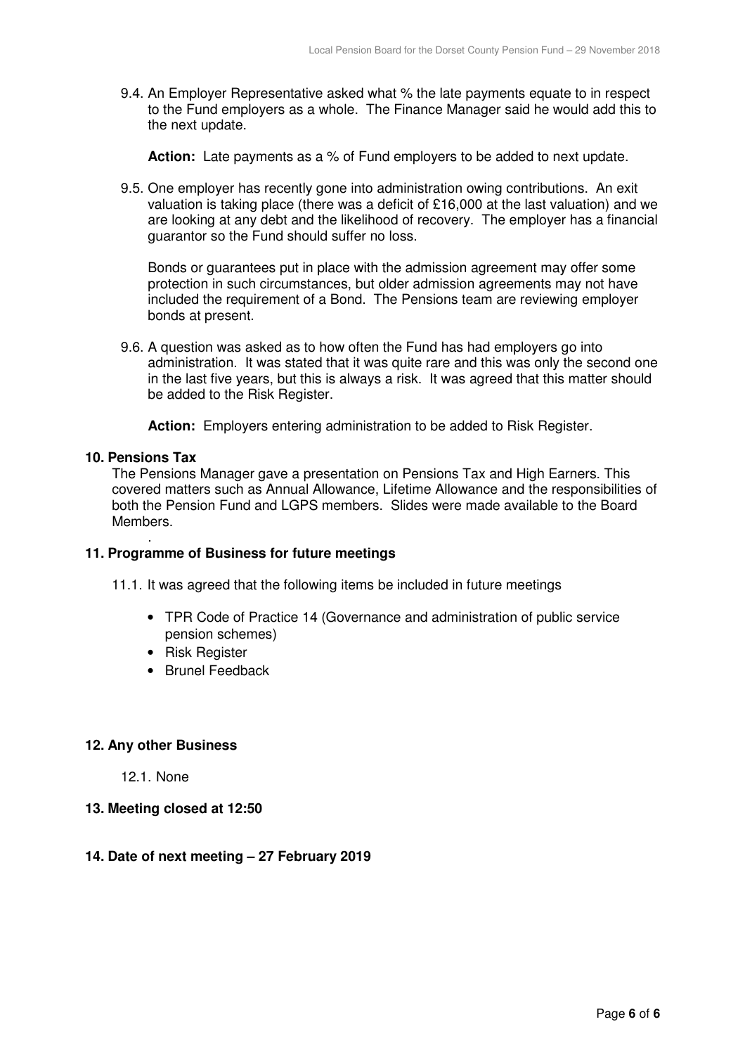9.4. An Employer Representative asked what % the late payments equate to in respect to the Fund employers as a whole. The Finance Manager said he would add this to the next update.

**Action:** Late payments as a % of Fund employers to be added to next update.

9.5. One employer has recently gone into administration owing contributions. An exit valuation is taking place (there was a deficit of £16,000 at the last valuation) and we are looking at any debt and the likelihood of recovery. The employer has a financial guarantor so the Fund should suffer no loss.

Bonds or guarantees put in place with the admission agreement may offer some protection in such circumstances, but older admission agreements may not have included the requirement of a Bond. The Pensions team are reviewing employer bonds at present.

9.6. A question was asked as to how often the Fund has had employers go into administration. It was stated that it was quite rare and this was only the second one in the last five years, but this is always a risk. It was agreed that this matter should be added to the Risk Register.

**Action:** Employers entering administration to be added to Risk Register.

**10. Pensions Tax**

The Pensions Manager gave a presentation on Pensions Tax and High Earners. This covered matters such as Annual Allowance, Lifetime Allowance and the responsibilities of both the Pension Fund and LGPS members. Slides were made available to the Board Members.

**11. Programme of Business for future meetings**

11.1. It was agreed that the following items be included in future meetings

- TPR Code of Practice 14 (Governance and administration of public service pension schemes)
- Risk Register
- Brunel Feedback

**12. Any other Business**

12.1. None

**13. Meeting closed at 12:50**

**14. Date of next meeting – 27 February 2019**